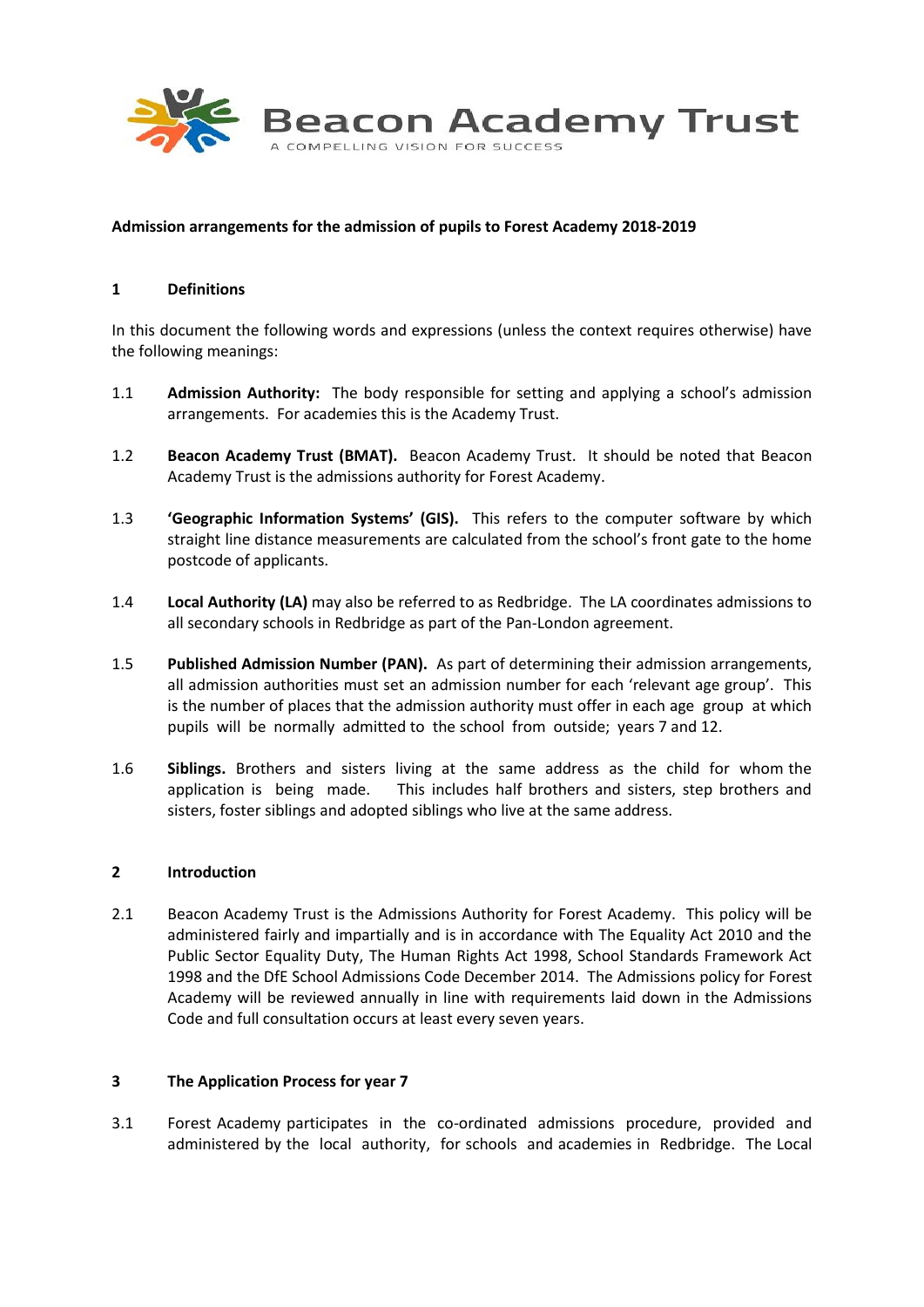Beacon Academy Trust

A COMPELLING VISION FOR SUCCESS

**Admission arrangements for the admission of pupils to Forest Academy 2018-2019**

## 1 Definitions

In this document the following words and expressions (unless the context requires otherwise) have the following meanings:

1.1 **Admission Authority:** The body responsible for setting and applying a school's admission arrangements. For academies this is the Academy Trust.

1.2 **Beacon Academy Trust (BMAT).** Beacon Academy Trust. It should be noted that Beacon Academy Trust is the admissions authority for Forest Academy.

1.3 **'Geographic Information Systems' (GIS).** This refers to the computer software by which straight line distance measurements are calculated from the school's front gate to the home postcode of applicants.

1.4 **Local Authority (LA)** may also be referred to as Redbridge. The LA coordinates admissions to all secondary schools in Redbridge as part of the Pan-London agreement.

1.5 **Published Admission Number (PAN).** As part of determining their admission arrangements, all admission authorities must set an admission number for each 'relevant age group'. This is the number of places that the admission authority must offer in each age group at which pupils will be normally admitted to the school from outside; years 7 and 12.

1.6 **Siblings.** Brothers and sisters living at the same address as the child for whom the application is being made. This includes half brothers and sisters, step brothers and sisters, foster siblings and adopted siblings who live at the same address.

## 2 Introduction

2.1 Beacon Academy Trust is the Admissions Authority for Forest Academy. This policy will be administered fairly and impartially and is in accordance with The Equality Act 2010 and the Public Sector Equality Duty, The Human Rights Act 1998, School Standards Framework Act 1998 and the DfE School Admissions Code December 2014. The Admissions policy for Forest Academy will be reviewed annually in line with requirements laid down in the Admissions Code and full consultation occurs at least every seven years.

## 3 The Application Process for year 7

3.1 Forest Academy participates in the co-ordinated admissions procedure, provided and administered by the local authority, for schools and academies in Redbridge. The Local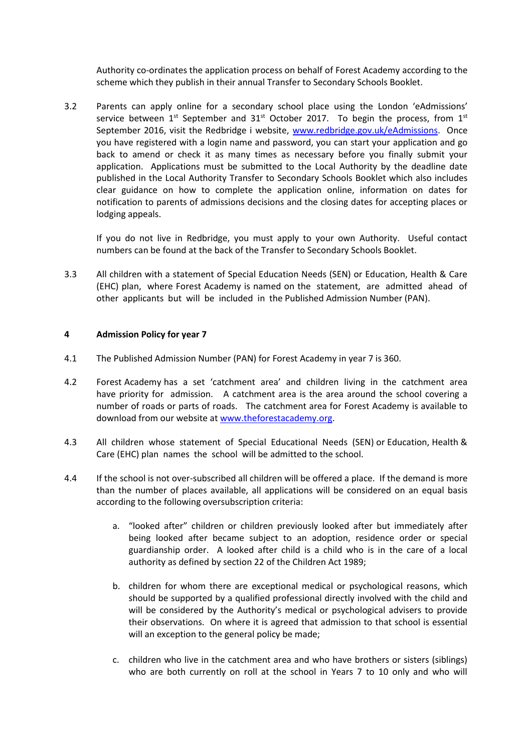Authority co-ordinates the application process on behalf of Forest Academy according to the scheme which they publish in their annual Transfer to Secondary Schools Booklet.

3.2 Parents can apply online for a secondary school place using the London 'eAdmissions' service between 1st September and 31st October 2017. To begin the process, from 1st September 2016, visit the Redbridge i website, [www.redbridge.gov.uk/eAdmissions](www.redbridge.gov.uk/eAdmissions). Once you have registered with a login name and password, you can start your application and go back to amend or check it as many times as necessary before you finally submit your application. Applications must be submitted to the Local Authority by the deadline date published in the Local Authority Transfer to Secondary Schools Booklet which also includes clear guidance on how to complete the application online, information on dates for notification to parents of admissions decisions and the closing dates for accepting places or lodging appeals.

If you do not live in Redbridge, you must apply to your own Authority. Useful contact numbers can be found at the back of the Transfer to Secondary Schools Booklet.

3.3 All children with a statement of Special Education Needs (SEN) or Education, Health & Care (EHC) plan, where Forest Academy is named on the statement, are admitted ahead of other applicants but will be included in the Published Admission Number (PAN).

## 4 Admission Policy for year 7

4.1 The Published Admission Number (PAN) for Forest Academy in year 7 is 360.

4.2 Forest Academy has a set 'catchment area' and children living in the catchment area have priority for admission. A catchment area is the area around the school covering a number of roads or parts of roads. The catchment area for Forest Academy is available to download from our website at [www.theforestacademy.org](www.theforestacademy.org).

4.3 All children whose statement of Special Educational Needs (SEN) or Education, Health & Care (EHC) plan names the school will be admitted to the school.

4.4 If the school is not over-subscribed all children will be offered a place. If the demand is more than the number of places available, all applications will be considered on an equal basis according to the following oversubscription criteria:

a. "looked after" children or children previously looked after but immediately after being looked after became subject to an adoption, residence order or special guardianship order. A looked after child is a child who is in the care of a local authority as defined by section 22 of the Children Act 1989;

b. children for whom there are exceptional medical or psychological reasons, which should be supported by a qualified professional directly involved with the child and will be considered by the Authority's medical or psychological advisers to provide their observations. On where it is agreed that admission to that school is essential will an exception to the general policy be made;

c. children who live in the catchment area and who have brothers or sisters (siblings) who are both currently on roll at the school in Years 7 to 10 only and who will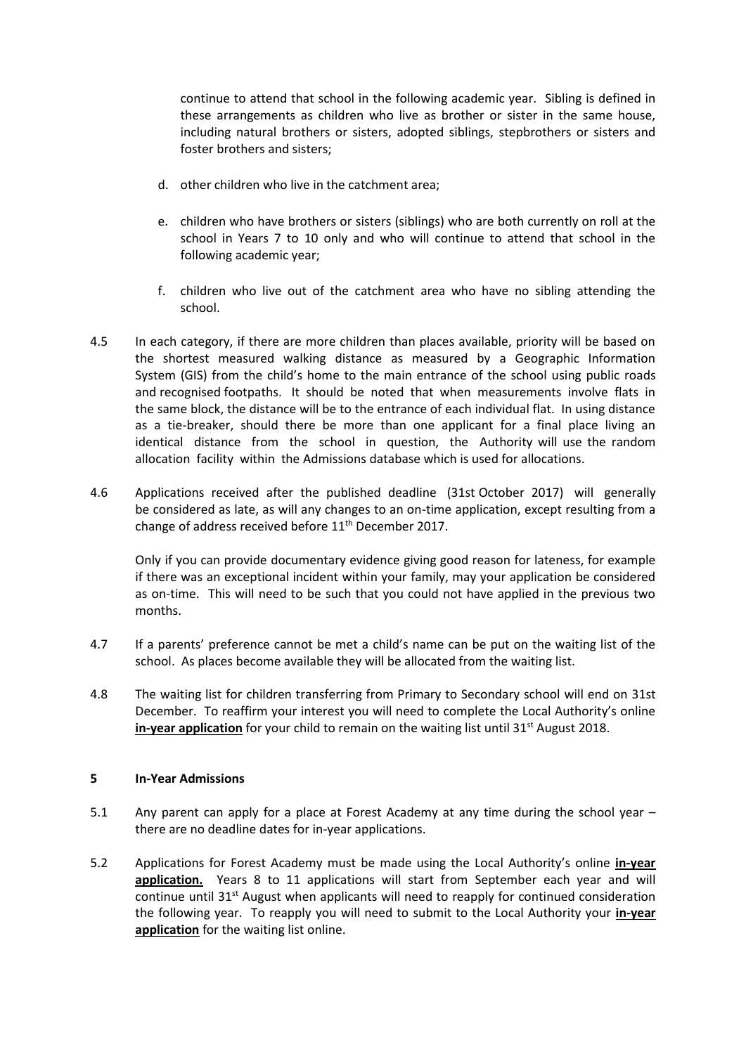continue to attend that school in the following academic year. Sibling is defined in these arrangements as children who live as brother or sister in the same house, including natural brothers or sisters, adopted siblings, stepbrothers or sisters and foster brothers and sisters;

d. other children who live in the catchment area;

e. children who have brothers or sisters (siblings) who are both currently on roll at the school in Years 7 to 10 only and who will continue to attend that school in the following academic year;

f. children who live out of the catchment area who have no sibling attending the school.

4.5 In each category, if there are more children than places available, priority will be based on the shortest measured walking distance as measured by a Geographic Information System (GIS) from the child's home to the main entrance of the school using public roads and recognised footpaths. It should be noted that when measurements involve flats in the same block, the distance will be to the entrance of each individual flat. In using distance as a tie-breaker, should there be more than one applicant for a final place living an identical distance from the school in question, the Authority will use the random allocation facility within the Admissions database which is used for allocations.

4.6 Applications received after the published deadline (31st October 2017) will generally be considered as late, as will any changes to an on-time application, except resulting from a change of address received before 11th December 2017.

Only if you can provide documentary evidence giving good reason for lateness, for example if there was an exceptional incident within your family, may your application be considered as on-time. This will need to be such that you could not have applied in the previous two months.

4.7 If a parents' preference cannot be met a child's name can be put on the waiting list of the school. As places become available they will be allocated from the waiting list.

4.8 The waiting list for children transferring from Primary to Secondary school will end on 31st December. To reaffirm your interest you will need to complete the Local Authority's online **in-year application** for your child to remain on the waiting list until 31st August 2018.

## 5 In-Year Admissions

5.1 Any parent can apply for a place at Forest Academy at any time during the school year – there are no deadline dates for in-year applications.

5.2 Applications for Forest Academy must be made using the Local Authority's online **in-year application.** Years 8 to 11 applications will start from September each year and will continue until 31st August when applicants will need to reapply for continued consideration the following year. To reapply you will need to submit to the Local Authority your **in-year application** for the waiting list online.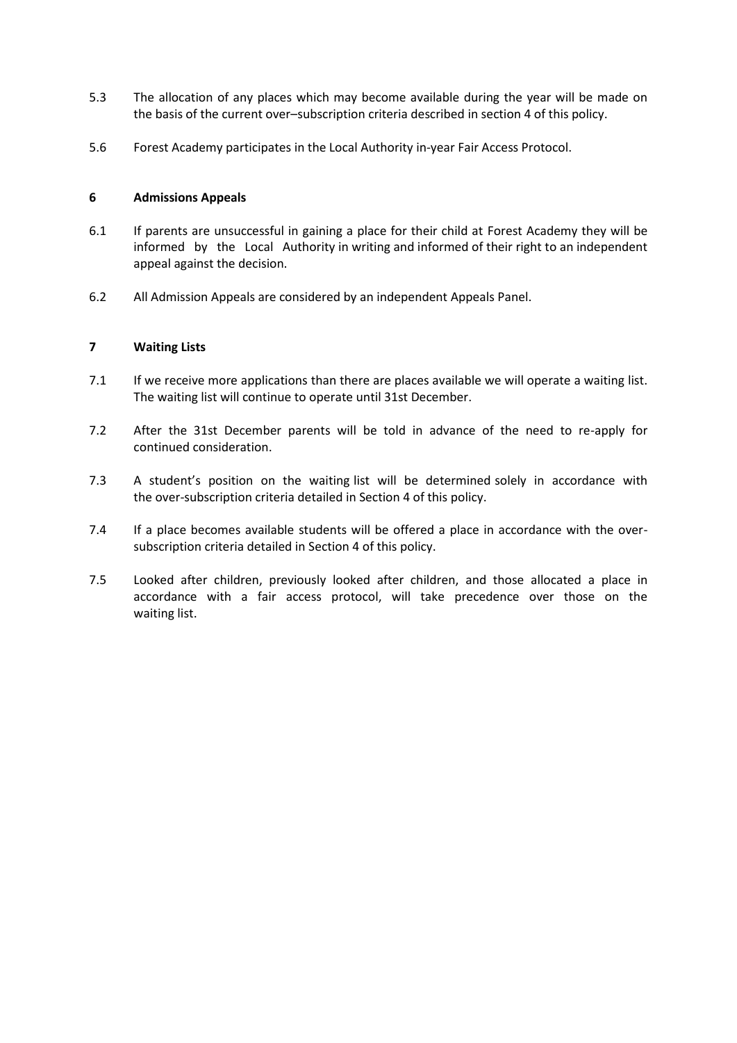5.3 The allocation of any places which may become available during the year will be made on the basis of the current over–subscription criteria described in section 4 of this policy.

5.6 Forest Academy participates in the Local Authority in-year Fair Access Protocol.

## 6 Admissions Appeals

6.1 If parents are unsuccessful in gaining a place for their child at Forest Academy they will be informed by the Local Authority in writing and informed of their right to an independent appeal against the decision.

6.2 All Admission Appeals are considered by an independent Appeals Panel.

## 7 Waiting Lists

7.1 If we receive more applications than there are places available we will operate a waiting list. The waiting list will continue to operate until 31st December.

7.2 After the 31st December parents will be told in advance of the need to re-apply for continued consideration.

7.3 A student's position on the waiting list will be determined solely in accordance with the over-subscription criteria detailed in Section 4 of this policy.

7.4 If a place becomes available students will be offered a place in accordance with the over-subscription criteria detailed in Section 4 of this policy.

7.5 Looked after children, previously looked after children, and those allocated a place in accordance with a fair access protocol, will take precedence over those on the waiting list.